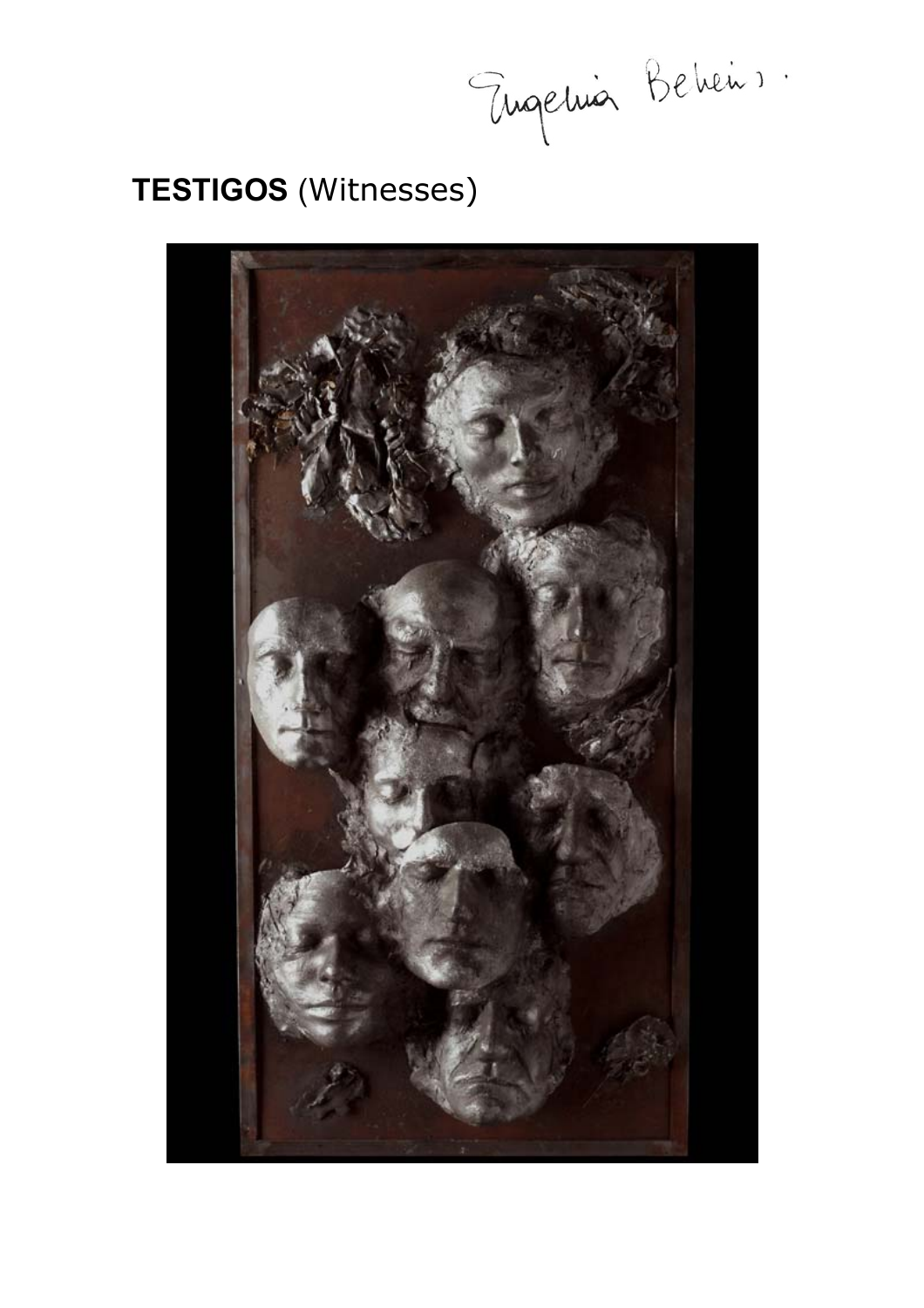Eugenia Belein.

**TESTIGOS** (Witnesses)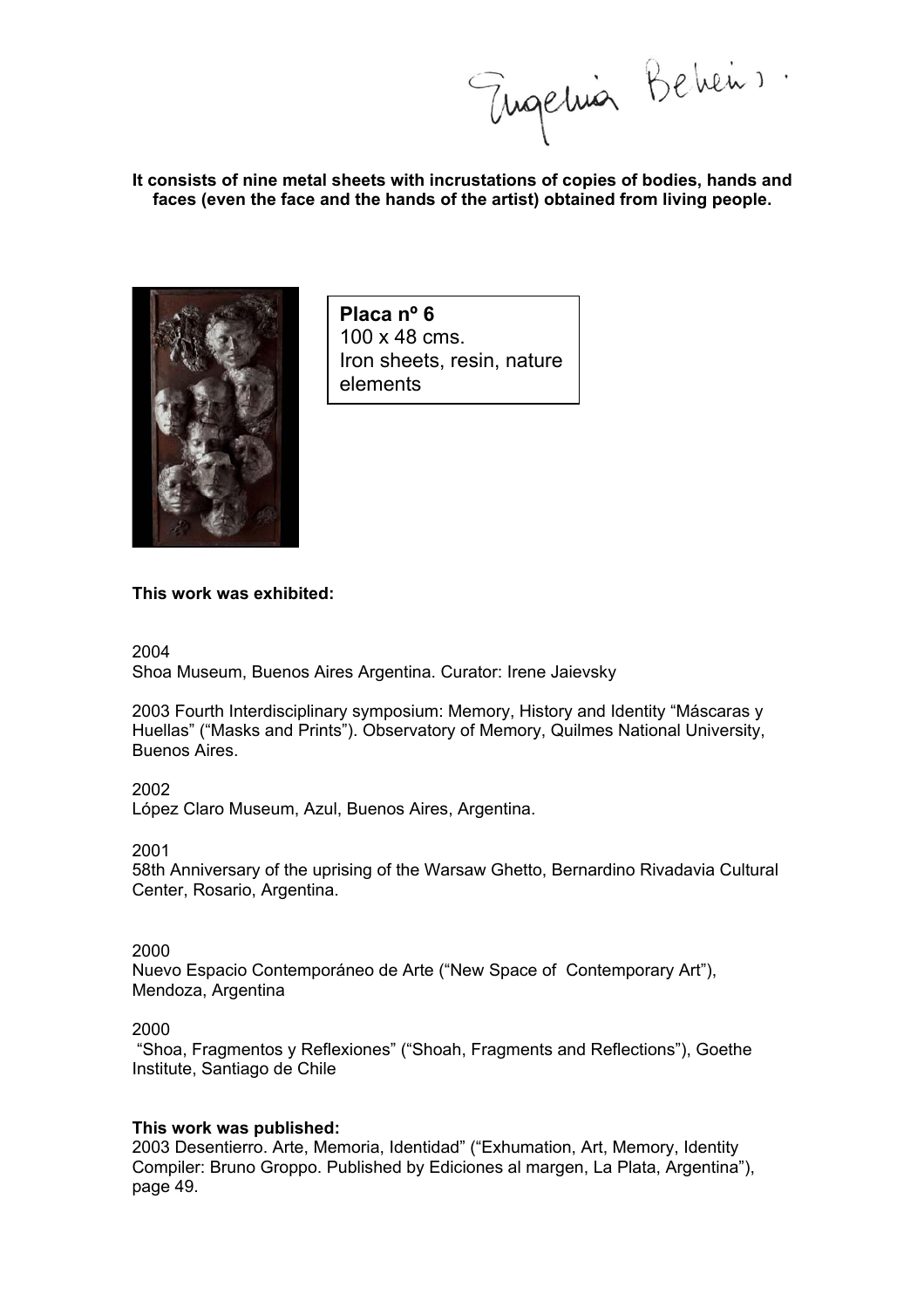Eugenia Bekeris.

**It consists of nine metal sheets with incrustations of copies of bodies, hands and faces (even the face and the hands of the artist) obtained from living people.**

**Placa nº 6**
100 x 48 cms.
Iron sheets, resin, nature elements

**This work was exhibited:**

2004
Shoa Museum, Buenos Aires Argentina. Curator: Irene Jaievsky

2003 Fourth Interdisciplinary symposium: Memory, History and Identity “Máscaras y Huellas” (“Masks and Prints”). Observatory of Memory, Quilmes National University, Buenos Aires.

2002
López Claro Museum, Azul, Buenos Aires, Argentina.

2001
58th Anniversary of the uprising of the Warsaw Ghetto, Bernardino Rivadavia Cultural Center, Rosario, Argentina.

2000
Nuevo Espacio Contemporáneo de Arte (“New Space of Contemporary Art”), Mendoza, Argentina

2000
“Shoa, Fragmentos y Reflexiones” (“Shoah, Fragments and Reflections”), Goethe Institute, Santiago de Chile

**This work was published:**
2003 Desentierro. Arte, Memoria, Identidad” (“Exhumation, Art, Memory, Identity Compiler: Bruno Groppo. Published by Ediciones al margen, La Plata, Argentina”), page 49.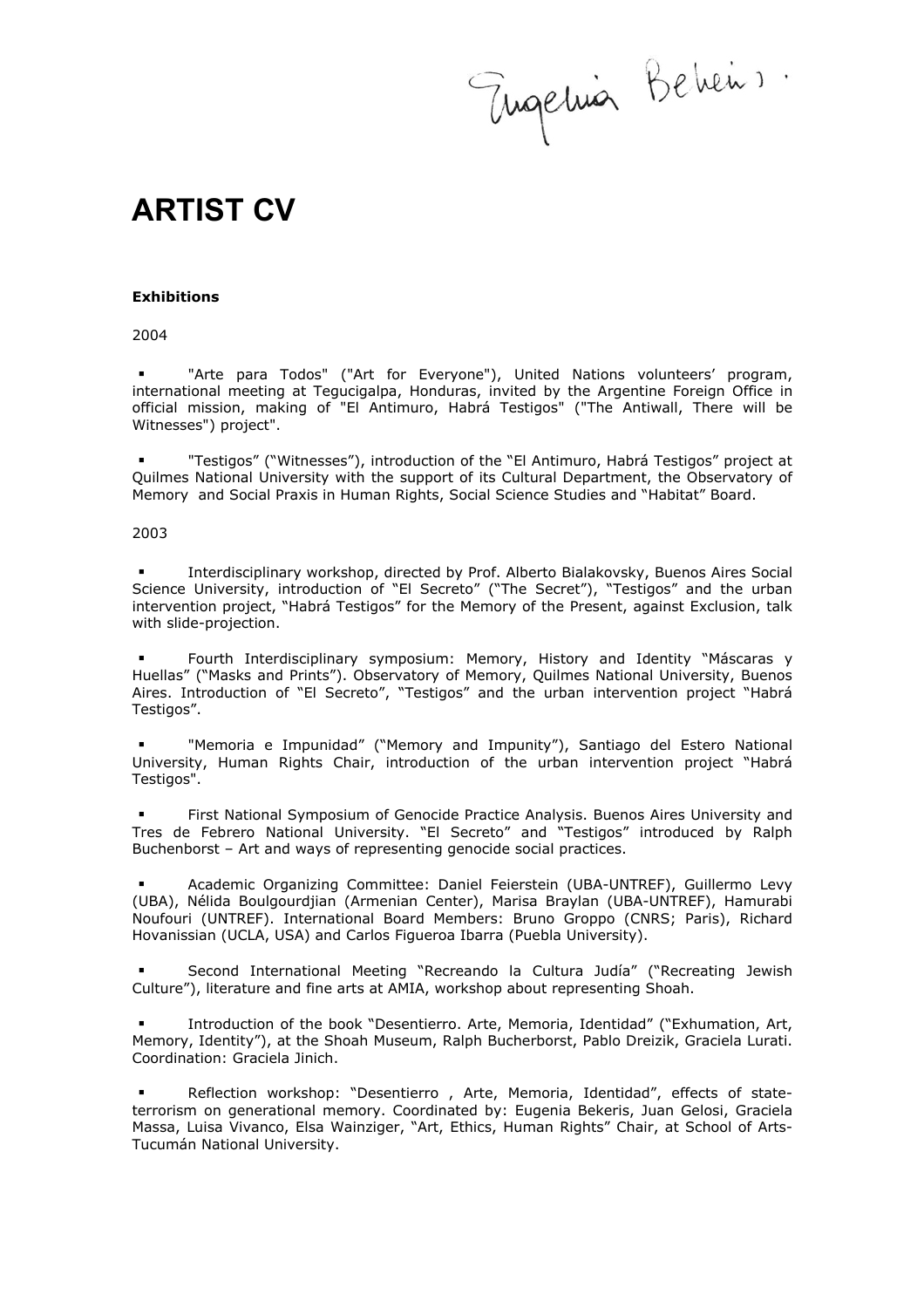Eugenia Bekeris.

# ARTIST CV

**Exhibitions**

2004

- "Arte para Todos" ("Art for Everyone"), United Nations volunteers' program, international meeting at Tegucigalpa, Honduras, invited by the Argentine Foreign Office in official mission, making of "El Antimuro, Habrá Testigos" ("The Antiwall, There will be Witnesses") project".

- "Testigos" ("Witnesses"), introduction of the "El Antimuro, Habrá Testigos" project at Quilmes National University with the support of its Cultural Department, the Observatory of Memory and Social Praxis in Human Rights, Social Science Studies and "Habitat" Board.

2003

- Interdisciplinary workshop, directed by Prof. Alberto Bialakovsky, Buenos Aires Social Science University, introduction of "El Secreto" ("The Secret"), "Testigos" and the urban intervention project, "Habrá Testigos" for the Memory of the Present, against Exclusion, talk with slide-projection.

- Fourth Interdisciplinary symposium: Memory, History and Identity "Máscaras y Huellas" ("Masks and Prints"). Observatory of Memory, Quilmes National University, Buenos Aires. Introduction of "El Secreto", "Testigos" and the urban intervention project "Habrá Testigos".

- "Memoria e Impunidad" ("Memory and Impunity"), Santiago del Estero National University, Human Rights Chair, introduction of the urban intervention project "Habrá Testigos".

- First National Symposium of Genocide Practice Analysis. Buenos Aires University and Tres de Febrero National University. "El Secreto" and "Testigos" introduced by Ralph Buchenborst – Art and ways of representing genocide social practices.

- Academic Organizing Committee: Daniel Feierstein (UBA-UNTREF), Guillermo Levy (UBA), Nélida Boulgourdjian (Armenian Center), Marisa Braylan (UBA-UNTREF), Hamurabi Noufouri (UNTREF). International Board Members: Bruno Groppo (CNRS; Paris), Richard Hovanissian (UCLA, USA) and Carlos Figueroa Ibarra (Puebla University).

- Second International Meeting "Recreando la Cultura Judía" ("Recreating Jewish Culture"), literature and fine arts at AMIA, workshop about representing Shoah.

- Introduction of the book "Desentierro. Arte, Memoria, Identidad" ("Exhumation, Art, Memory, Identity"), at the Shoah Museum, Ralph Bucherborst, Pablo Dreizik, Graciela Lurati. Coordination: Graciela Jinich.

- Reflection workshop: "Desentierro , Arte, Memoria, Identidad", effects of state-terrorism on generational memory. Coordinated by: Eugenia Bekeris, Juan Gelosi, Graciela Massa, Luisa Vivanco, Elsa Wainziger, "Art, Ethics, Human Rights" Chair, at School of Arts-Tucumán National University.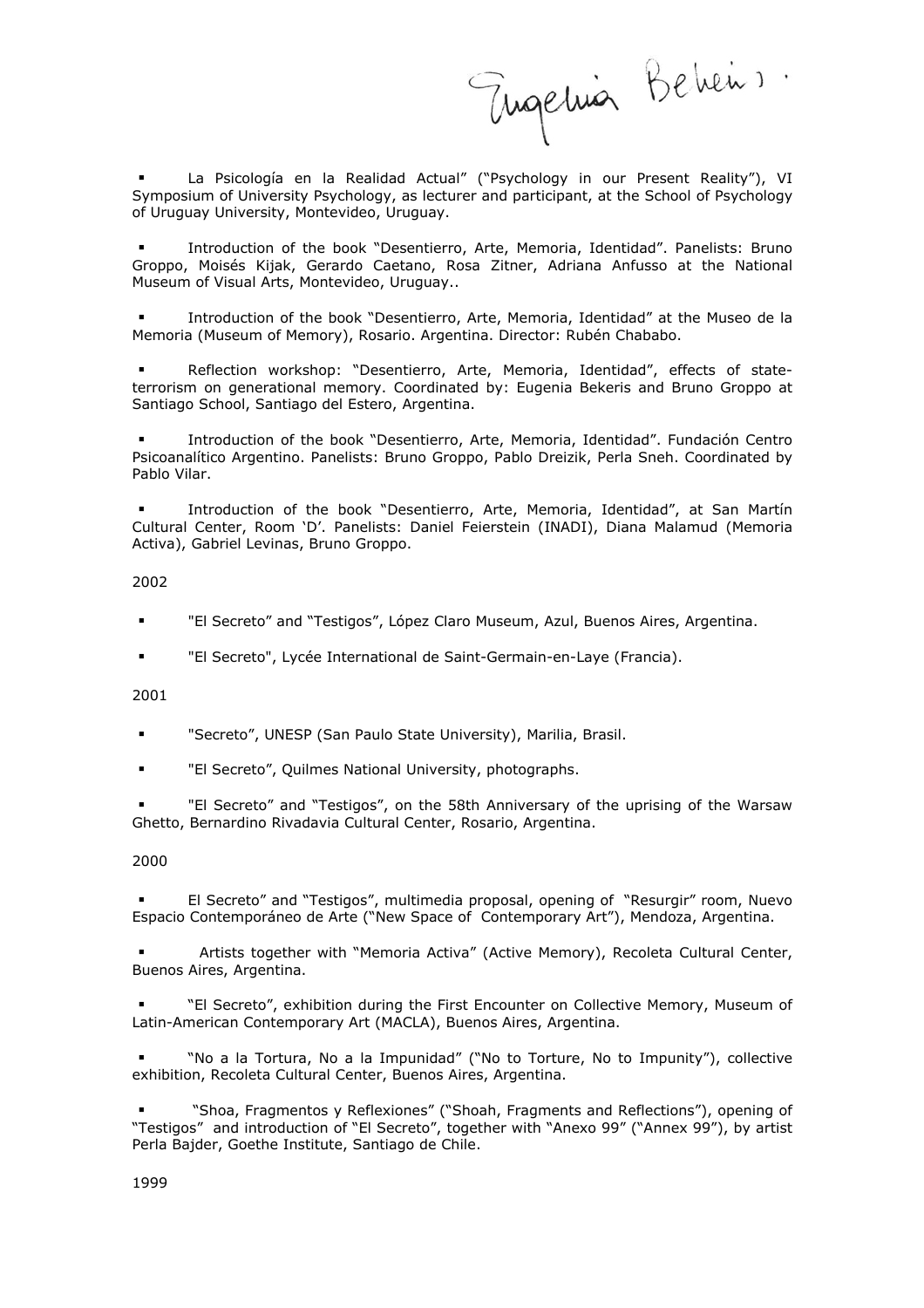Eugenia Bekeris.

- La Psicología en la Realidad Actual" ("Psychology in our Present Reality"), VI Symposium of University Psychology, as lecturer and participant, at the School of Psychology of Uruguay University, Montevideo, Uruguay.

- Introduction of the book "Desentierro, Arte, Memoria, Identidad". Panelists: Bruno Groppo, Moisés Kijak, Gerardo Caetano, Rosa Zitner, Adriana Anfusso at the National Museum of Visual Arts, Montevideo, Uruguay..

- Introduction of the book "Desentierro, Arte, Memoria, Identidad" at the Museo de la Memoria (Museum of Memory), Rosario. Argentina. Director: Rubén Chababo.

- Reflection workshop: "Desentierro, Arte, Memoria, Identidad", effects of state-terrorism on generational memory. Coordinated by: Eugenia Bekeris and Bruno Groppo at Santiago School, Santiago del Estero, Argentina.

- Introduction of the book "Desentierro, Arte, Memoria, Identidad". Fundación Centro Psicoanalítico Argentino. Panelists: Bruno Groppo, Pablo Dreizik, Perla Sneh. Coordinated by Pablo Vilar.

- Introduction of the book "Desentierro, Arte, Memoria, Identidad", at San Martín Cultural Center, Room 'D'. Panelists: Daniel Feierstein (INADI), Diana Malamud (Memoria Activa), Gabriel Levinas, Bruno Groppo.

2002

- "El Secreto" and "Testigos", López Claro Museum, Azul, Buenos Aires, Argentina.

- "El Secreto", Lycée International de Saint-Germain-en-Laye (Francia).

2001

- "Secreto", UNESP (San Paulo State University), Marilia, Brasil.

- "El Secreto", Quilmes National University, photographs.

- "El Secreto" and "Testigos", on the 58th Anniversary of the uprising of the Warsaw Ghetto, Bernardino Rivadavia Cultural Center, Rosario, Argentina.

2000

- El Secreto" and "Testigos", multimedia proposal, opening of "Resurgir" room, Nuevo Espacio Contemporáneo de Arte ("New Space of Contemporary Art"), Mendoza, Argentina.

- Artists together with "Memoria Activa" (Active Memory), Recoleta Cultural Center, Buenos Aires, Argentina.

- "El Secreto", exhibition during the First Encounter on Collective Memory, Museum of Latin-American Contemporary Art (MACLA), Buenos Aires, Argentina.

- "No a la Tortura, No a la Impunidad" ("No to Torture, No to Impunity"), collective exhibition, Recoleta Cultural Center, Buenos Aires, Argentina.

- "Shoa, Fragmentos y Reflexiones" ("Shoah, Fragments and Reflections"), opening of "Testigos" and introduction of "El Secreto", together with "Anexo 99" ("Annex 99"), by artist Perla Bajder, Goethe Institute, Santiago de Chile.

1999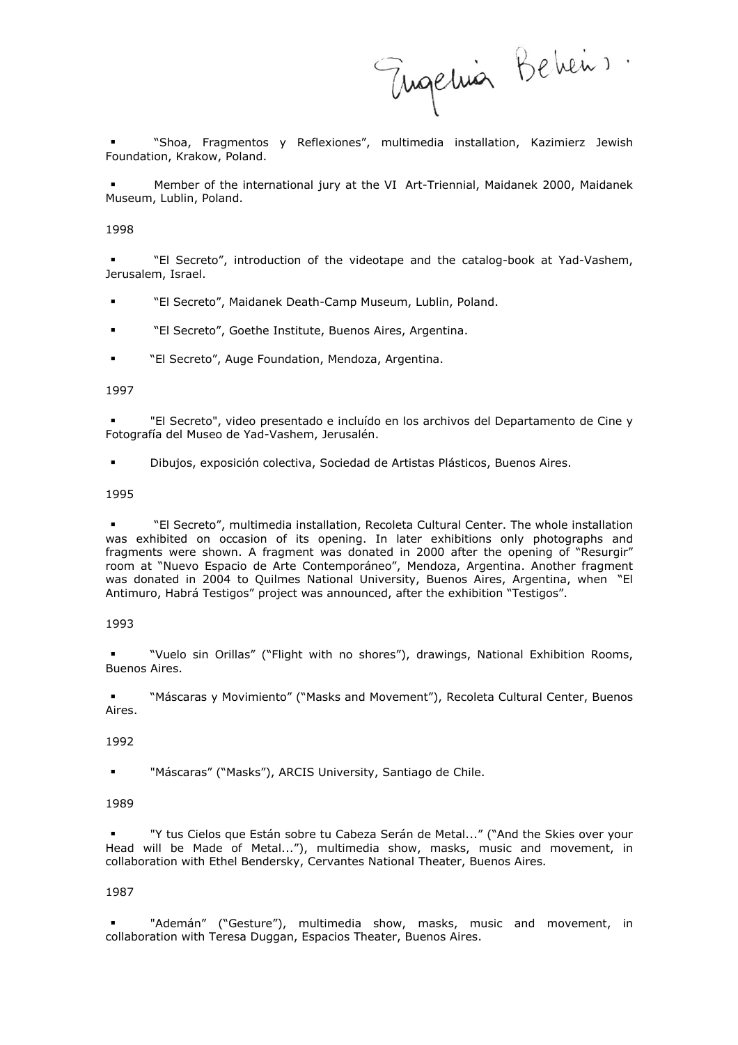- "Shoa, Fragmentos y Reflexiones", multimedia installation, Kazimierz Jewish Foundation, Krakow, Poland.

- Member of the international jury at the VI Art-Triennial, Maidanek 2000, Maidanek Museum, Lublin, Poland.

1998

- "El Secreto", introduction of the videotape and the catalog-book at Yad-Vashem, Jerusalem, Israel.

- "El Secreto", Maidanek Death-Camp Museum, Lublin, Poland.

- "El Secreto", Goethe Institute, Buenos Aires, Argentina.

- "El Secreto", Auge Foundation, Mendoza, Argentina.

1997

- "El Secreto", video presentado e incluído en los archivos del Departamento de Cine y Fotografía del Museo de Yad-Vashem, Jerusalén.

- Dibujos, exposición colectiva, Sociedad de Artistas Plásticos, Buenos Aires.

1995

- "El Secreto", multimedia installation, Recoleta Cultural Center. The whole installation was exhibited on occasion of its opening. In later exhibitions only photographs and fragments were shown. A fragment was donated in 2000 after the opening of "Resurgir" room at "Nuevo Espacio de Arte Contemporáneo", Mendoza, Argentina. Another fragment was donated in 2004 to Quilmes National University, Buenos Aires, Argentina, when "El Antimuro, Habrá Testigos" project was announced, after the exhibition "Testigos".

1993

- "Vuelo sin Orillas" ("Flight with no shores"), drawings, National Exhibition Rooms, Buenos Aires.

- "Máscaras y Movimiento" ("Masks and Movement"), Recoleta Cultural Center, Buenos Aires.

1992

- "Máscaras" ("Masks"), ARCIS University, Santiago de Chile.

1989

- "Y tus Cielos que Están sobre tu Cabeza Serán de Metal..." ("And the Skies over your Head will be Made of Metal..."), multimedia show, masks, music and movement, in collaboration with Ethel Bendersky, Cervantes National Theater, Buenos Aires.

1987

- "Ademán" ("Gesture"), multimedia show, masks, music and movement, in collaboration with Teresa Duggan, Espacios Theater, Buenos Aires.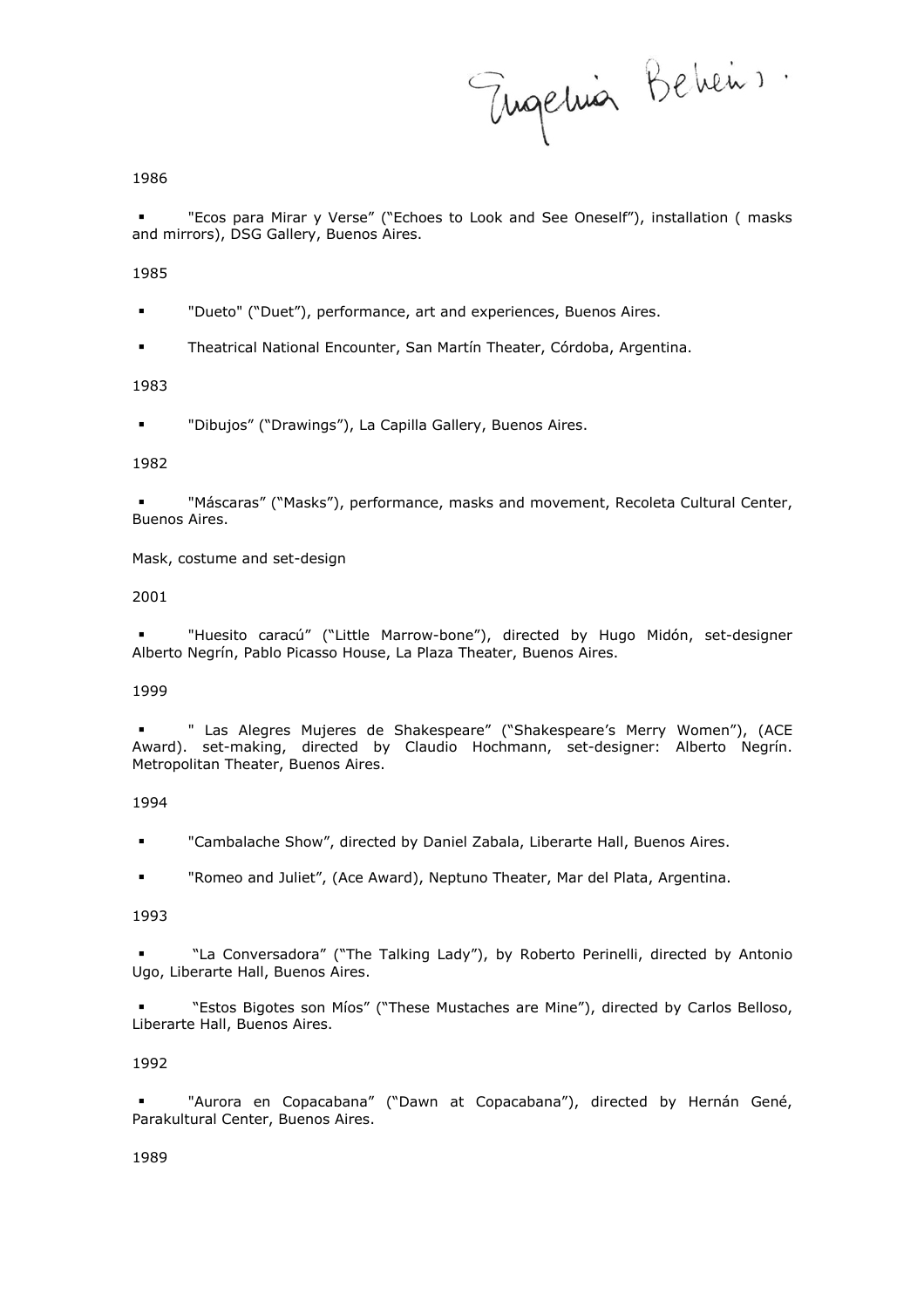1986

- "Ecos para Mirar y Verse" ("Echoes to Look and See Oneself"), installation ( masks and mirrors), DSG Gallery, Buenos Aires.

1985

- "Dueto" ("Duet"), performance, art and experiences, Buenos Aires.
- Theatrical National Encounter, San Martín Theater, Córdoba, Argentina.

1983

- "Dibujos" ("Drawings"), La Capilla Gallery, Buenos Aires.

1982

- "Máscaras" ("Masks"), performance, masks and movement, Recoleta Cultural Center, Buenos Aires.

Mask, costume and set-design

2001

- "Huesito caracú" ("Little Marrow-bone"), directed by Hugo Midón, set-designer Alberto Negrín, Pablo Picasso House, La Plaza Theater, Buenos Aires.

1999

- " Las Alegres Mujeres de Shakespeare" ("Shakespeare's Merry Women"), (ACE Award). set-making, directed by Claudio Hochmann, set-designer: Alberto Negrín. Metropolitan Theater, Buenos Aires.

1994

- "Cambalache Show", directed by Daniel Zabala, Liberarte Hall, Buenos Aires.
- "Romeo and Juliet", (Ace Award), Neptuno Theater, Mar del Plata, Argentina.

1993

- "La Conversadora" ("The Talking Lady"), by Roberto Perinelli, directed by Antonio Ugo, Liberarte Hall, Buenos Aires.
- "Estos Bigotes son Míos" ("These Mustaches are Mine"), directed by Carlos Belloso, Liberarte Hall, Buenos Aires.

1992

- "Aurora en Copacabana" ("Dawn at Copacabana"), directed by Hernán Gené, Parakultural Center, Buenos Aires.

1989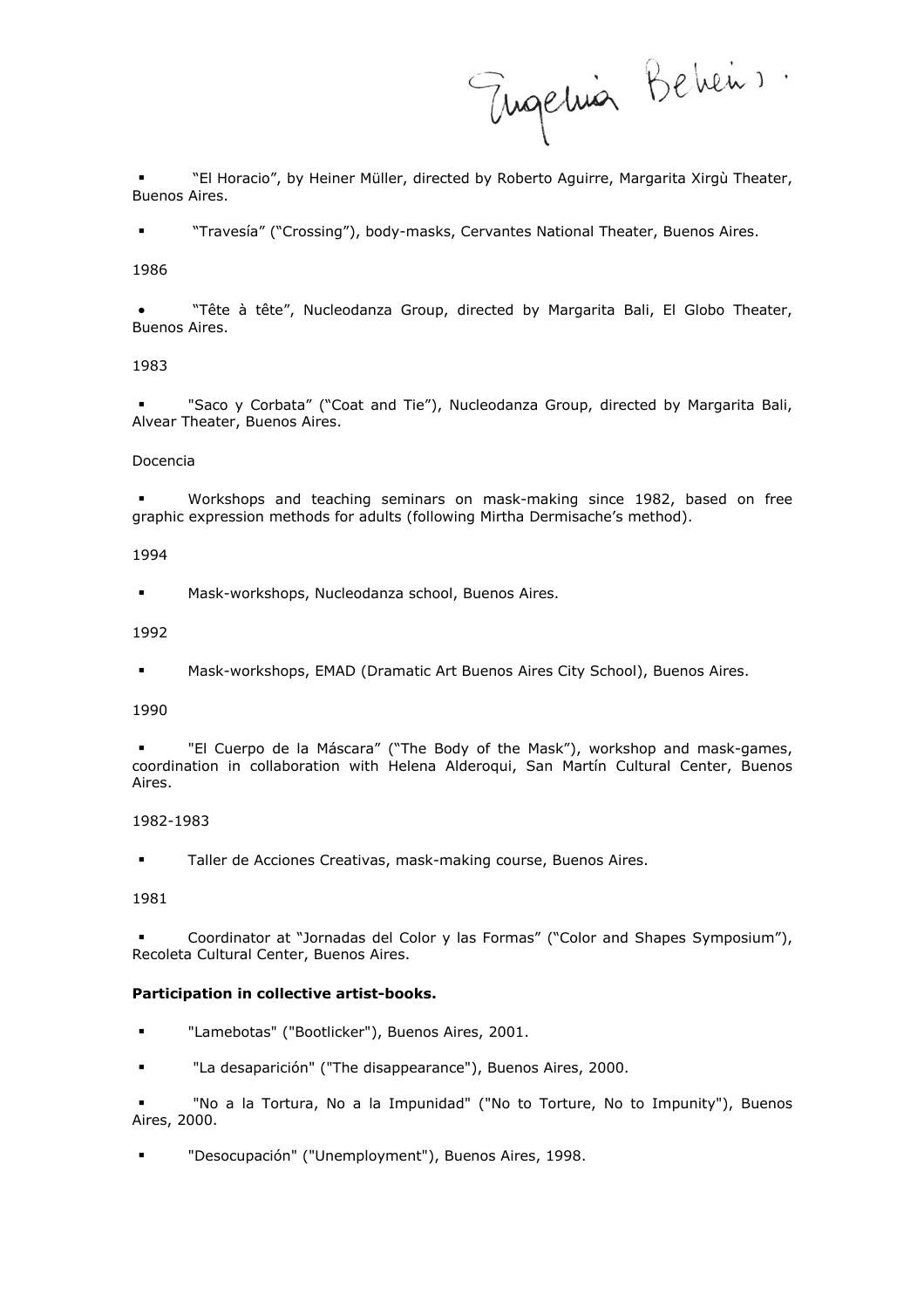Eugenia Bekeris.

- "El Horacio", by Heiner Müller, directed by Roberto Aguirre, Margarita Xirgù Theater, Buenos Aires.

- "Travesía" ("Crossing"), body-masks, Cervantes National Theater, Buenos Aires.

1986

- "Tête à tête", Nucleodanza Group, directed by Margarita Bali, El Globo Theater, Buenos Aires.

1983

- "Saco y Corbata" ("Coat and Tie"), Nucleodanza Group, directed by Margarita Bali, Alvear Theater, Buenos Aires.

Docencia

- Workshops and teaching seminars on mask-making since 1982, based on free graphic expression methods for adults (following Mirtha Dermisache's method).

1994

- Mask-workshops, Nucleodanza school, Buenos Aires.

1992

- Mask-workshops, EMAD (Dramatic Art Buenos Aires City School), Buenos Aires.

1990

- "El Cuerpo de la Máscara" ("The Body of the Mask"), workshop and mask-games, coordination in collaboration with Helena Alderoqui, San Martín Cultural Center, Buenos Aires.

1982-1983

- Taller de Acciones Creativas, mask-making course, Buenos Aires.

1981

- Coordinator at "Jornadas del Color y las Formas" ("Color and Shapes Symposium"), Recoleta Cultural Center, Buenos Aires.

**Participation in collective artist-books.**

- "Lamebotas" ("Bootlicker"), Buenos Aires, 2001.

- "La desaparición" ("The disappearance"), Buenos Aires, 2000.

- "No a la Tortura, No a la Impunidad" ("No to Torture, No to Impunity"), Buenos Aires, 2000.

- "Desocupación" ("Unemployment"), Buenos Aires, 1998.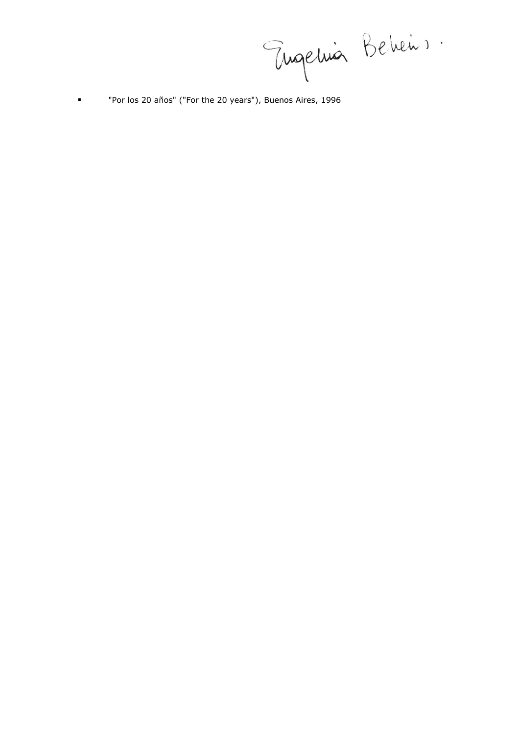- "Por los 20 años" ("For the 20 years"), Buenos Aires, 1996